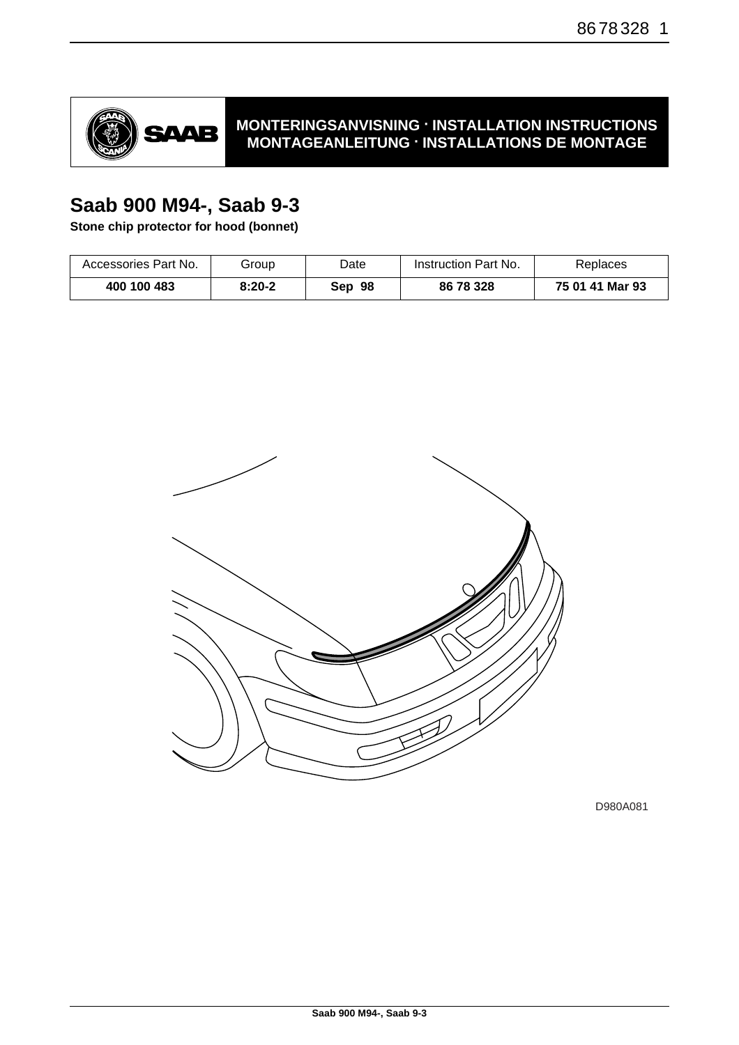MONTERINGSANVISNING · INSTALLATION INSTRUCTIONS
MONTAGEANLEITUNG · INSTALLATIONS DE MONTAGE

# Saab 900 M94-, Saab 9-3

**Stone chip protector for hood (bonnet)**

| Accessories Part No. | Group | Date | Instruction Part No. | Replaces |
|---|---|---|---|---|
| **400 100 483** | **8:20-2** | **Sep 98** | **86 78 328** | **75 01 41 Mar 93** |

D980A081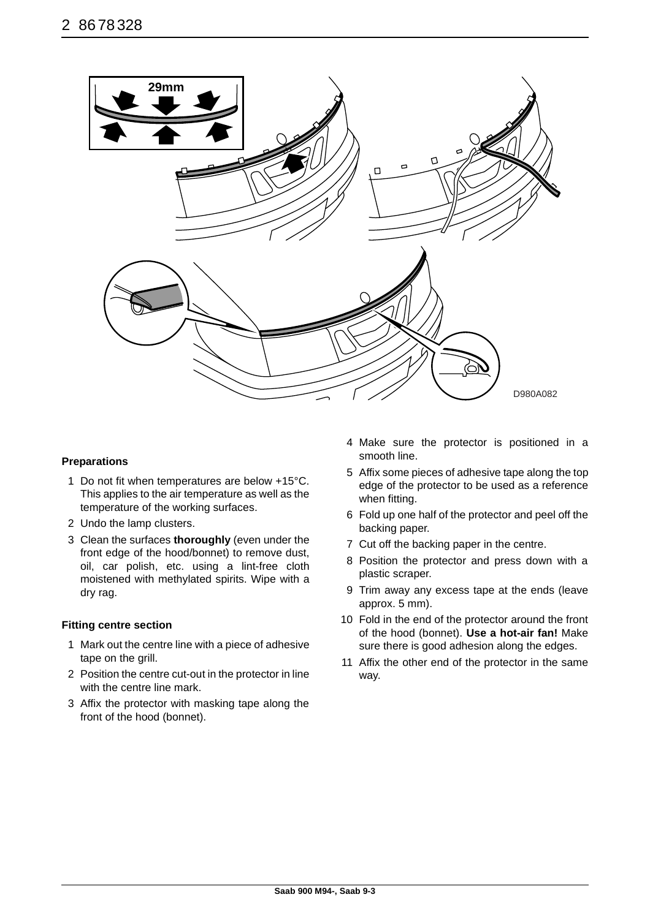### Preparations

1. Do not fit when temperatures are below +15°C. This applies to the air temperature as well as the temperature of the working surfaces.
2. Undo the lamp clusters.
3. Clean the surfaces **thoroughly** (even under the front edge of the hood/bonnet) to remove dust, oil, car polish, etc. using a lint-free cloth moistened with methylated spirits. Wipe with a dry rag.

### Fitting centre section

1. Mark out the centre line with a piece of adhesive tape on the grill.
2. Position the centre cut-out in the protector in line with the centre line mark.
3. Affix the protector with masking tape along the front of the hood (bonnet).
4. Make sure the protector is positioned in a smooth line.
5. Affix some pieces of adhesive tape along the top edge of the protector to be used as a reference when fitting.
6. Fold up one half of the protector and peel off the backing paper.
7. Cut off the backing paper in the centre.
8. Position the protector and press down with a plastic scraper.
9. Trim away any excess tape at the ends (leave approx. 5 mm).
10. Fold in the end of the protector around the front of the hood (bonnet). **Use a hot-air fan!** Make sure there is good adhesion along the edges.
11. Affix the other end of the protector in the same way.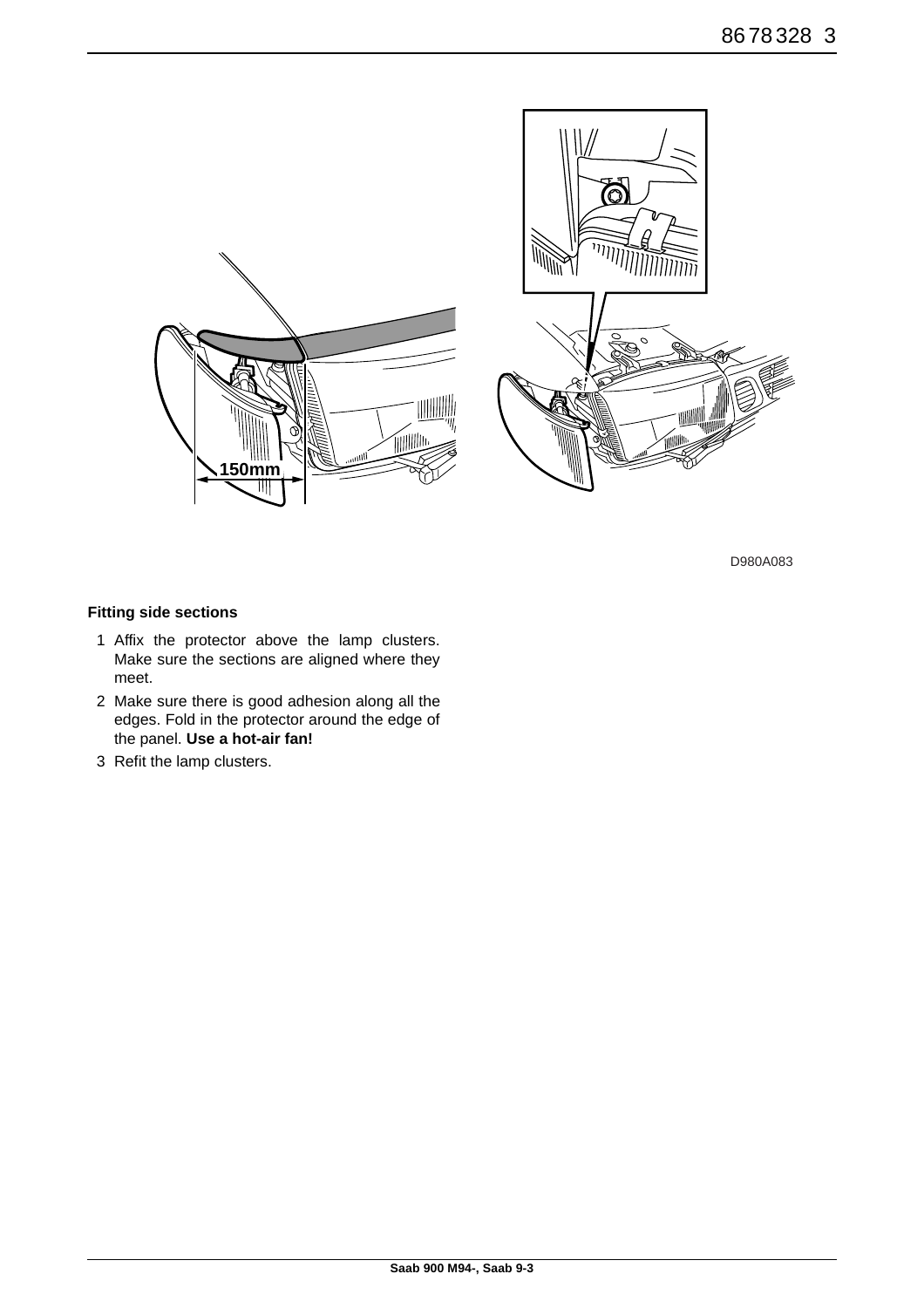150mm

D980A083

**Fitting side sections**

1 Affix the protector above the lamp clusters. Make sure the sections are aligned where they meet.
2 Make sure there is good adhesion along all the edges. Fold in the protector around the edge of the panel. **Use a hot-air fan!**
3 Refit the lamp clusters.